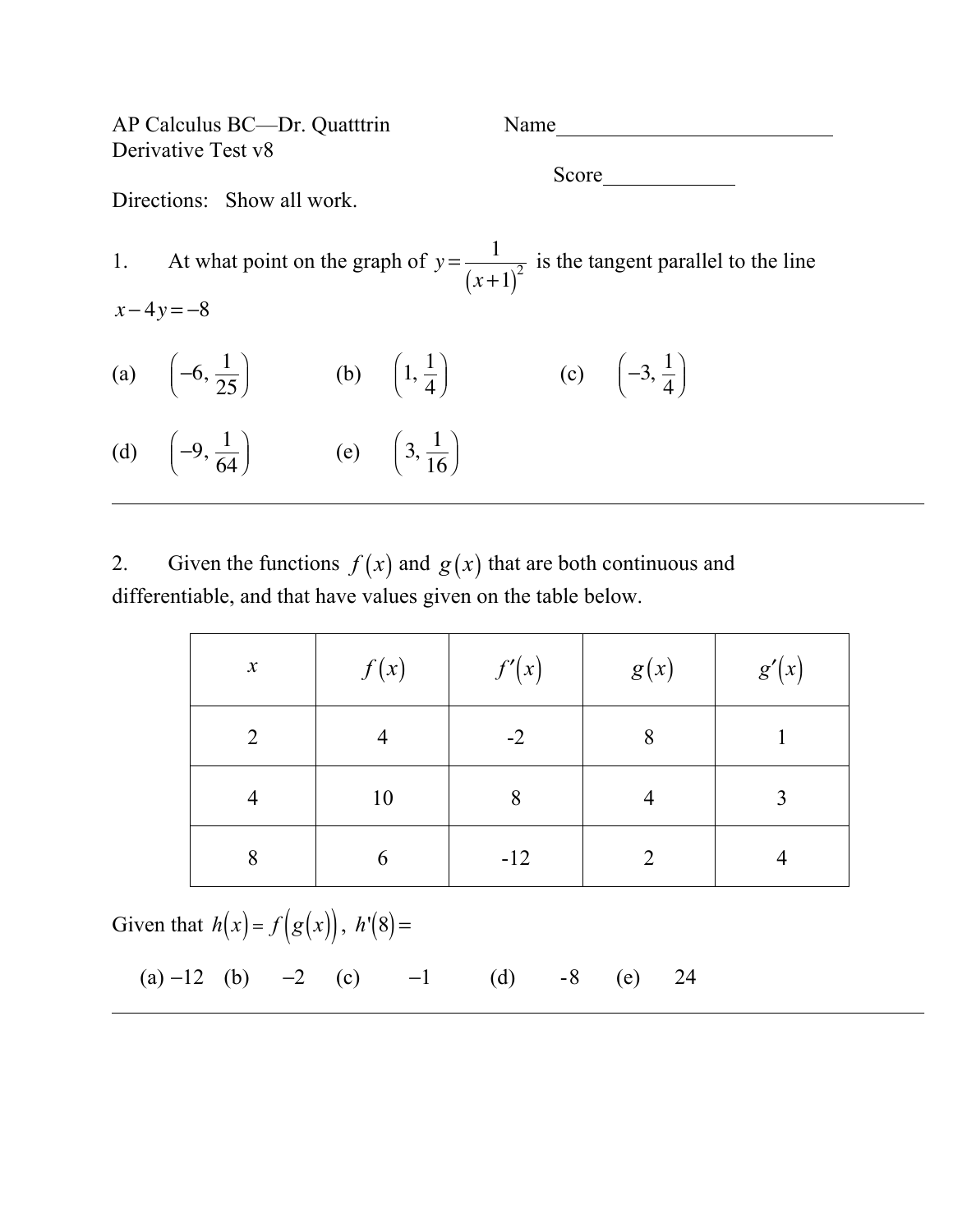AP Calculus BC—Dr. Quatttrin

Derivative Test v8

Name___________________________

Score____________

Directions: Show all work.

1. At what point on the graph of $y = \frac{1}{(x+1)^2}$ is the tangent parallel to the line $x - 4y = -8$

(a) $\left(-6, \frac{1}{25}\right)$ (b) $\left(1, \frac{1}{4}\right)$ (c) $\left(-3, \frac{1}{4}\right)$

(d) $\left(-9, \frac{1}{64}\right)$ (e) $\left(3, \frac{1}{16}\right)$

---

2. Given the functions $f(x)$ and $g(x)$ that are both continuous and differentiable, and that have values given on the table below.

| $x$ | $f(x)$ | $f'(x)$ | $g(x)$ | $g'(x)$ |
|---|---|---|---|---|
| 2 | 4 | -2 | 8 | 1 |
| 4 | 10 | 8 | 4 | 3 |
| 8 | 6 | -12 | 2 | 4 |

Given that $h(x) = f(g(x))$, $h'(8) =$

(a) $-12$ (b) $-2$ (c) $-1$ (d) -8 (e) 24

---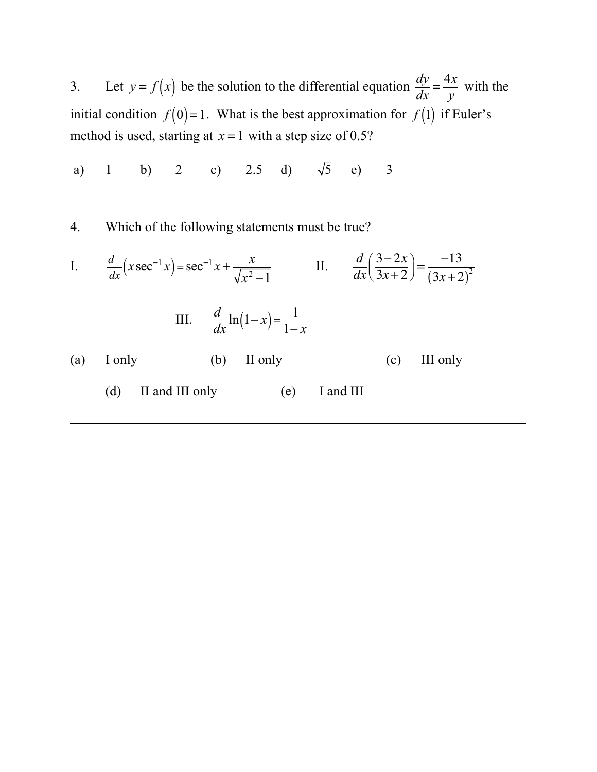3. Let $y = f(x)$ be the solution to the differential equation $\frac{dy}{dx} = \frac{4x}{y}$ with the initial condition $f(0) = 1$. What is the best approximation for $f(1)$ if Euler's method is used, starting at $x = 1$ with a step size of 0.5?

a) 1 b) 2 c) 2.5 d) $\sqrt{5}$ e) 3

---

4. Which of the following statements must be true?

I. $\frac{d}{dx}\left(x\sec^{-1}x\right) = \sec^{-1}x + \frac{x}{\sqrt{x^2-1}}$

II. $\frac{d}{dx}\left(\frac{3-2x}{3x+2}\right) = \frac{-13}{(3x+2)^2}$

III. $\frac{d}{dx}\ln(1-x) = \frac{1}{1-x}$

(a) I only (b) II only (c) III only

(d) II and III only (e) I and III

---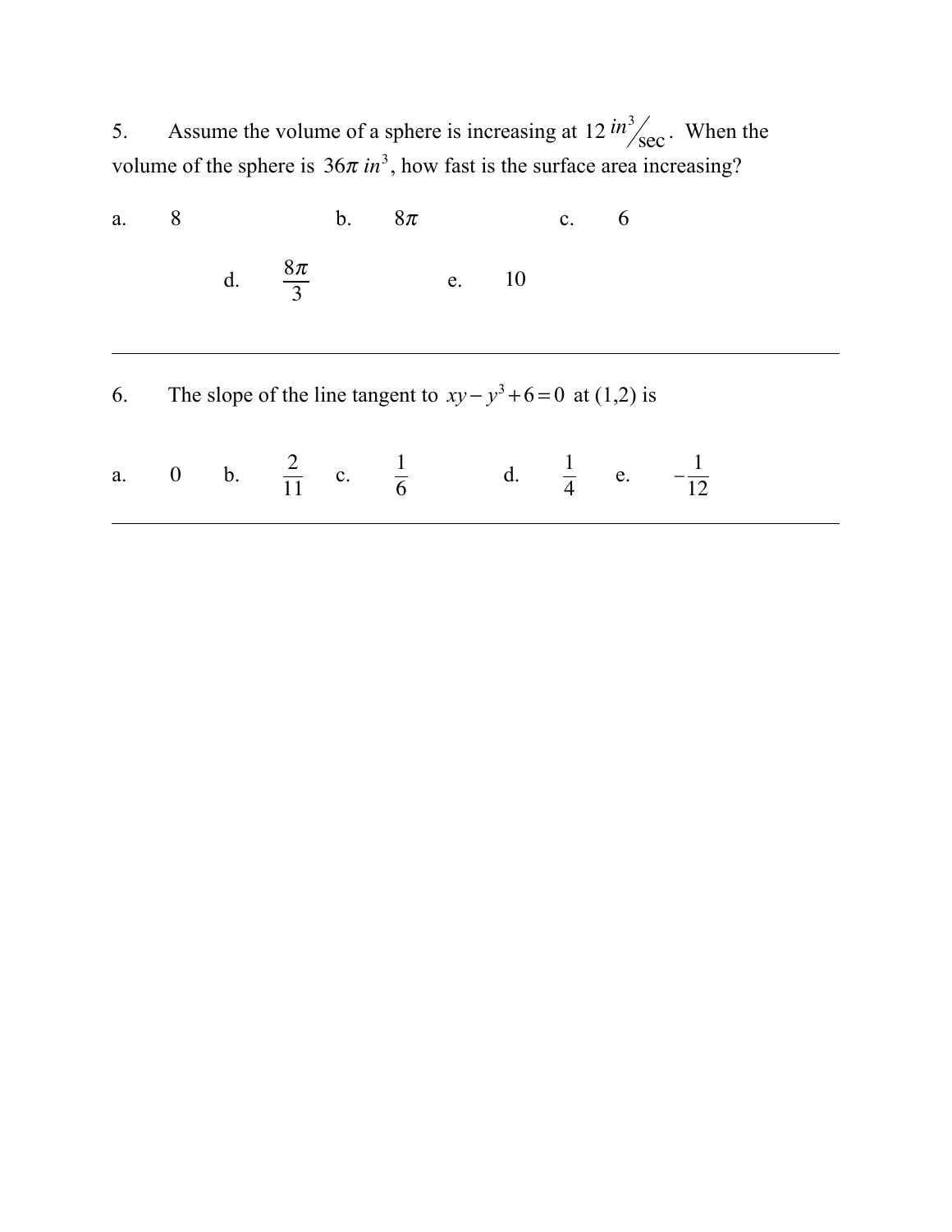5. Assume the volume of a sphere is increasing at $12\, {in^3}/{\text{sec}}$. When the volume of the sphere is $36\pi\ in^3$, how fast is the surface area increasing?

a. 8

b. $8\pi$

c. 6

d. $\frac{8\pi}{3}$

e. 10

---

6. The slope of the line tangent to $xy - y^3 + 6 = 0$ at (1,2) is

a. 0

b. $\frac{2}{11}$

c. $\frac{1}{6}$

d. $\frac{1}{4}$

e. $-\frac{1}{12}$

---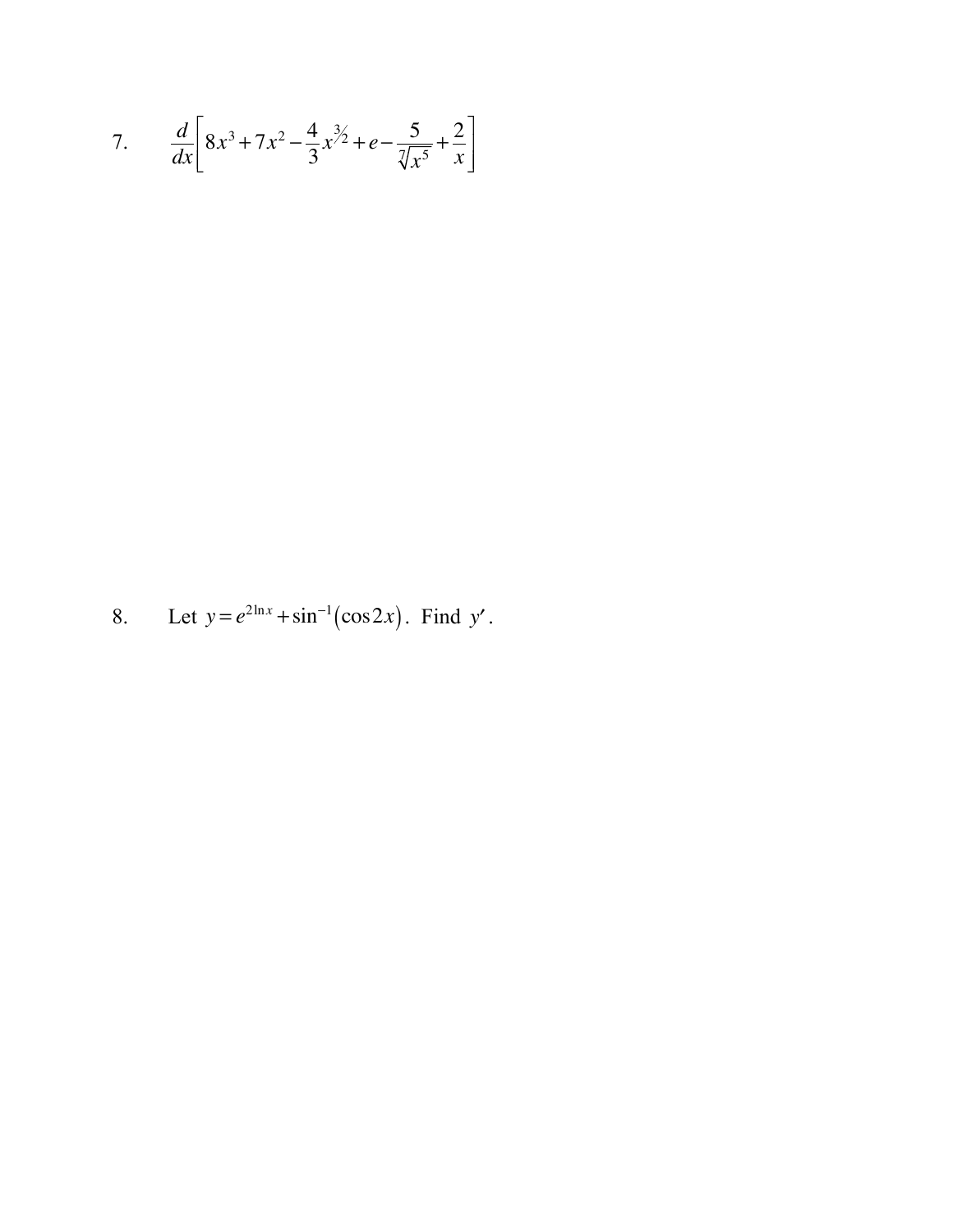7. $$\frac{d}{dx}\left[8x^3+7x^2-\frac{4}{3}x^{3/2}+e-\frac{5}{\sqrt[7]{x^5}}+\frac{2}{x}\right]$$

8. Let $y=e^{2\ln x}+\sin^{-1}(\cos 2x)$. Find $y'$.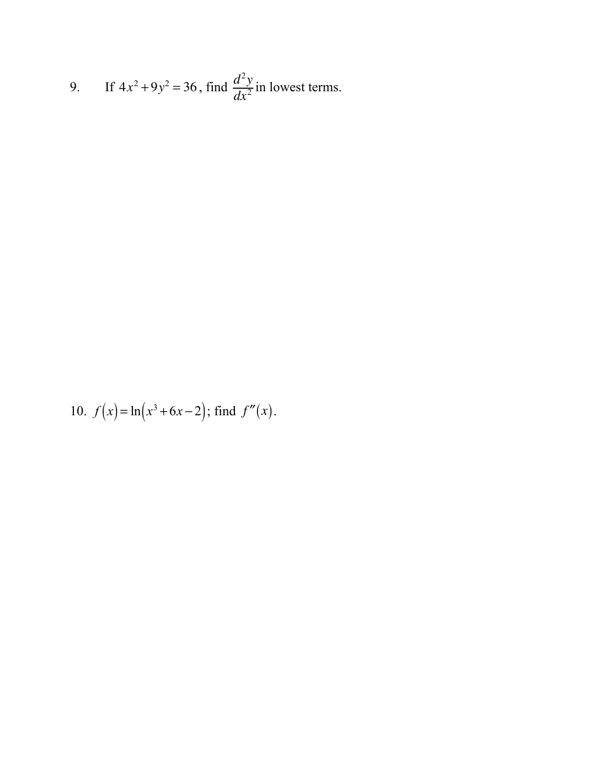9. If $4x^2 + 9y^2 = 36$, find $\frac{d^2y}{dx^2}$ in lowest terms.

10. $f(x) = \ln(x^3 + 6x - 2)$; find $f''(x)$.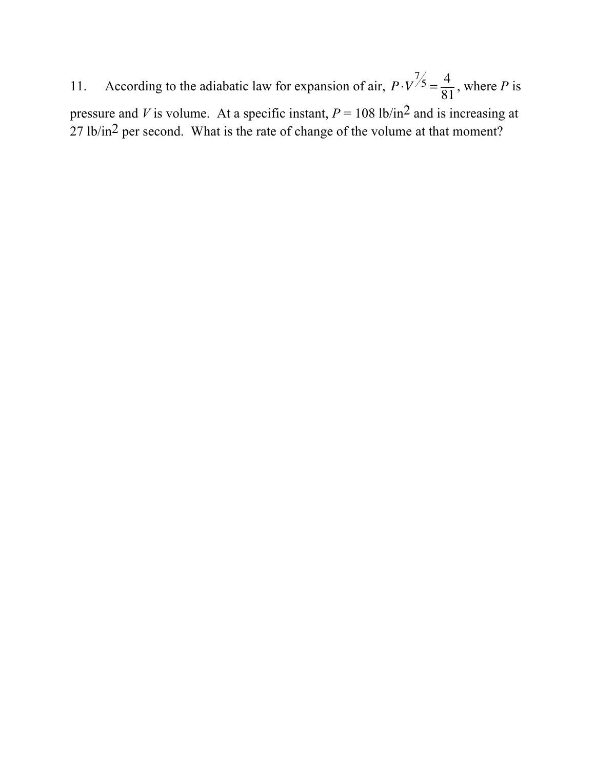11. According to the adiabatic law for expansion of air, $P \cdot V^{7/5} = \frac{4}{81}$, where $P$ is pressure and $V$ is volume. At a specific instant, $P = 108$ lb/in$^2$ and is increasing at 27 lb/in$^2$ per second. What is the rate of change of the volume at that moment?